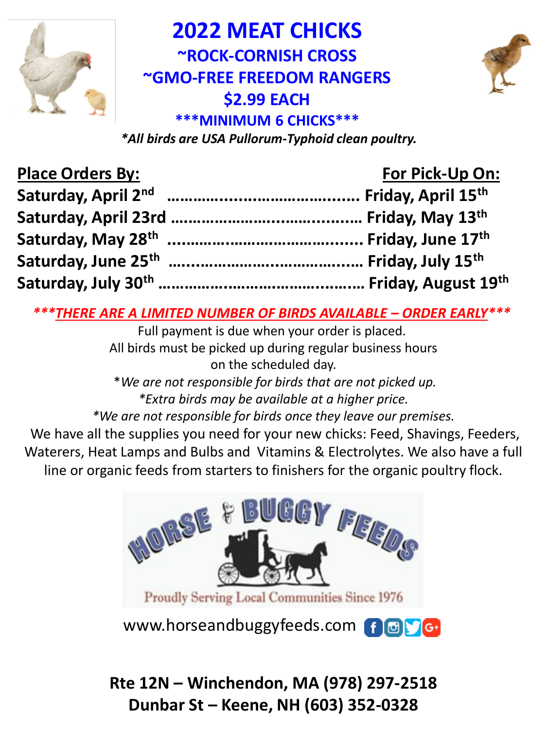# 2022 MEAT CHICKS

## ~ROCK-CORNISH CROSS

## ~GMO-FREE FREEDOM RANGERS

## $2.99 EACH

**\*\*\*MINIMUM 6 CHICKS\*\*\***

***All birds are USA Pullorum-Typhoid clean poultry.**

| Place Orders By: | For Pick-Up On: |
|---|---|
| **Saturday, April 2nd** | **Friday, April 15th** |
| **Saturday, April 23rd** | **Friday, May 13th** |
| **Saturday, May 28th** | **Friday, June 17th** |
| **Saturday, June 25th** | **Friday, July 15th** |
| **Saturday, July 30th** | **Friday, August 19th** |

***\*\*\*THERE ARE A LIMITED NUMBER OF BIRDS AVAILABLE – ORDER EARLY\*\*\****

Full payment is due when your order is placed.
All birds must be picked up during regular business hours on the scheduled day.

*\*We are not responsible for birds that are not picked up.*
*\*Extra birds may be available at a higher price.*
*\*We are not responsible for birds once they leave our premises.*

We have all the supplies you need for your new chicks: Feed, Shavings, Feeders, Waterers, Heat Lamps and Bulbs and Vitamins & Electrolytes. We also have a full line or organic feeds from starters to finishers for the organic poultry flock.

HORSE & BUGGY FEEDS

Proudly Serving Local Communities Since 1976

www.horseandbuggyfeeds.com

**Rte 12N – Winchendon, MA (978) 297-2518**
**Dunbar St – Keene, NH (603) 352-0328**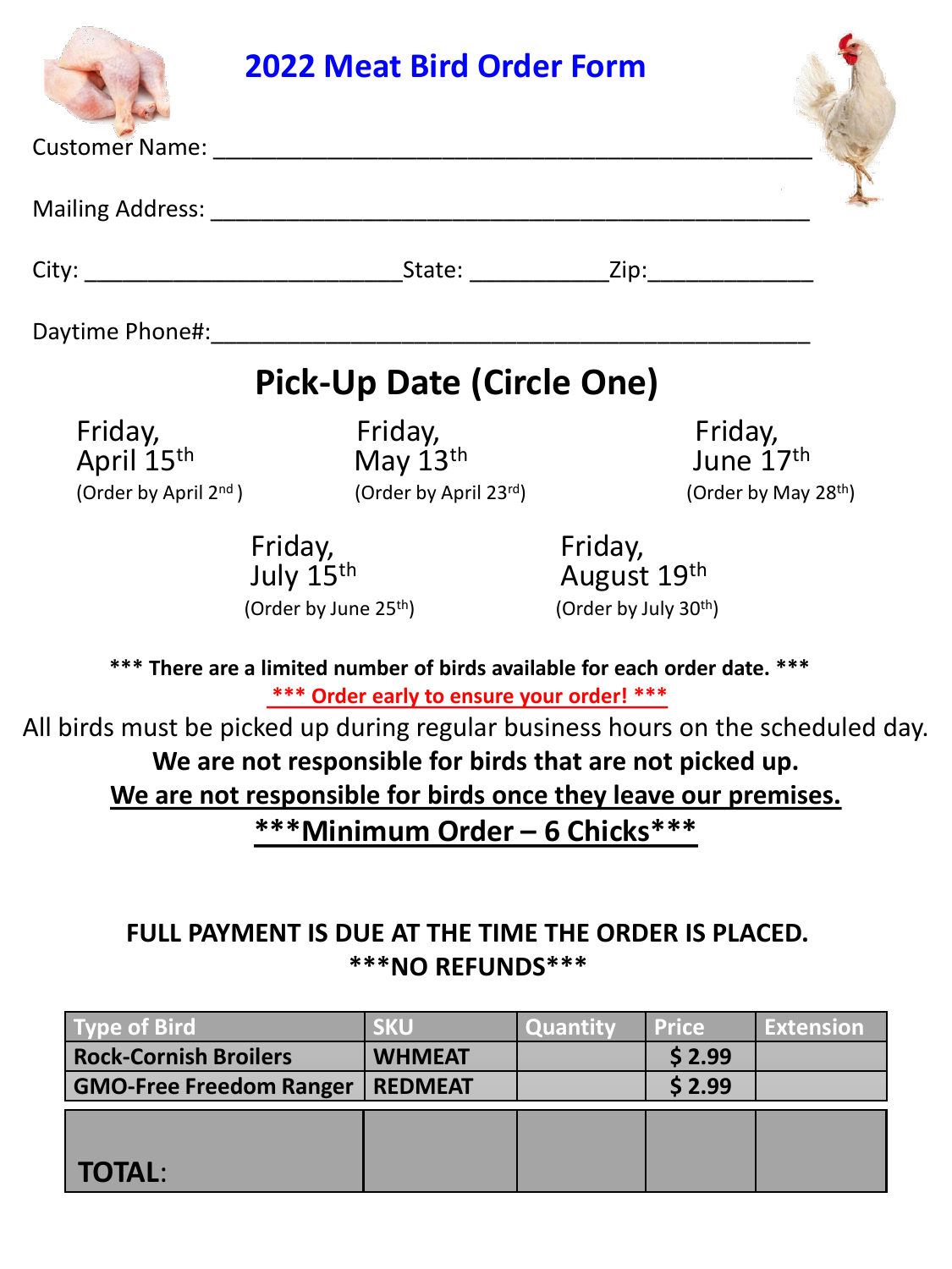# 2022 Meat Bird Order Form

Customer Name: ___________________________________________

Mailing Address: __________________________________________

City: ________________________State: ___________Zip:_____________

Daytime Phone#:___________________________________________

## Pick-Up Date (Circle One)

Friday, April 15th (Order by April 2nd)

Friday, May 13th (Order by April 23rd)

Friday, June 17th (Order by May 28th)

Friday, July 15th (Order by June 25th)

Friday, August 19th (Order by July 30th)

**\*\*\* There are a limited number of birds available for each order date. \*\*\***

**\*\*\* Order early to ensure your order! \*\*\***

All birds must be picked up during regular business hours on the scheduled day.

**We are not responsible for birds that are not picked up.**

**We are not responsible for birds once they leave our premises.**

**\*\*\*Minimum Order – 6 Chicks\*\*\***

**FULL PAYMENT IS DUE AT THE TIME THE ORDER IS PLACED.**

**\*\*\*NO REFUNDS\*\*\***

| Type of Bird | SKU | Quantity | Price | Extension |
|---|---|---|---|---|
| **Rock-Cornish Broilers** | **WHMEAT** | | **$ 2.99** | |
| **GMO-Free Freedom Ranger** | **REDMEAT** | | **$ 2.99** | |
| **TOTAL:** | | | | |